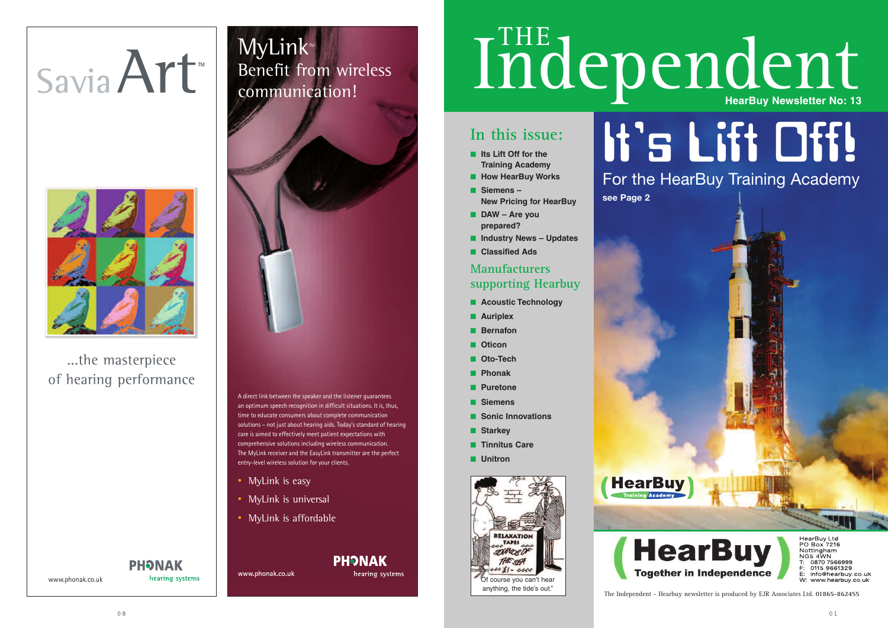# Savia Art™

...the masterpiece of hearing performance

www.phonak.co.uk

PHONAK hearing systems

# MyLink™

## Benefit from wireless communication!

A direct link between the speaker and the listener guarantees an optimum speech recognition in difficult situations. It is, thus, time to educate consumers about complete communication solutions – not just about hearing aids. Today's standard of hearing care is aimed to effectively meet patient expectations with comprehensive solutions including wireless communication. The MyLink receiver and the EasyLink transmitter are the perfect entry-level wireless solution for your clients.

- MyLink is easy
- MyLink is universal
- MyLink is affordable

www.phonak.co.uk

PHONAK hearing systems

# THE Independent

**HearBuy Newsletter No: 13**

## In this issue:

- **Its Lift Off for the Training Academy**
- **How HearBuy Works**
- **Siemens – New Pricing for HearBuy**
- **DAW – Are you prepared?**
- **Industry News – Updates**
- **Classified Ads**

## Manufacturers supporting Hearbuy

- **Acoustic Technology**
- **Auriplex**
- **Bernafon**
- **Oticon**
- **Oto-Tech**
- **Phonak**
- **Puretone**
- **Siemens**
- **Sonic Innovations**
- **Starkey**
- **Tinnitus Care**
- **Unitron**

"Of course you can't hear anything, the tide's out."

# It's Lift Off!

## For the HearBuy Training Academy

**see Page 2**

HearBuy Training Academy

**HearBuy**
**Together in Independence**

HearBuy Ltd
PO Box 7216
Nottingham
NG5 4WN
T: 0870 7566999
F: 0115 9661329
E: info@hearbuy.co.uk
W: www.hearbuy.co.uk

The Independent - Hearbuy newsletter is produced by EJR Associates Ltd. 01865-862455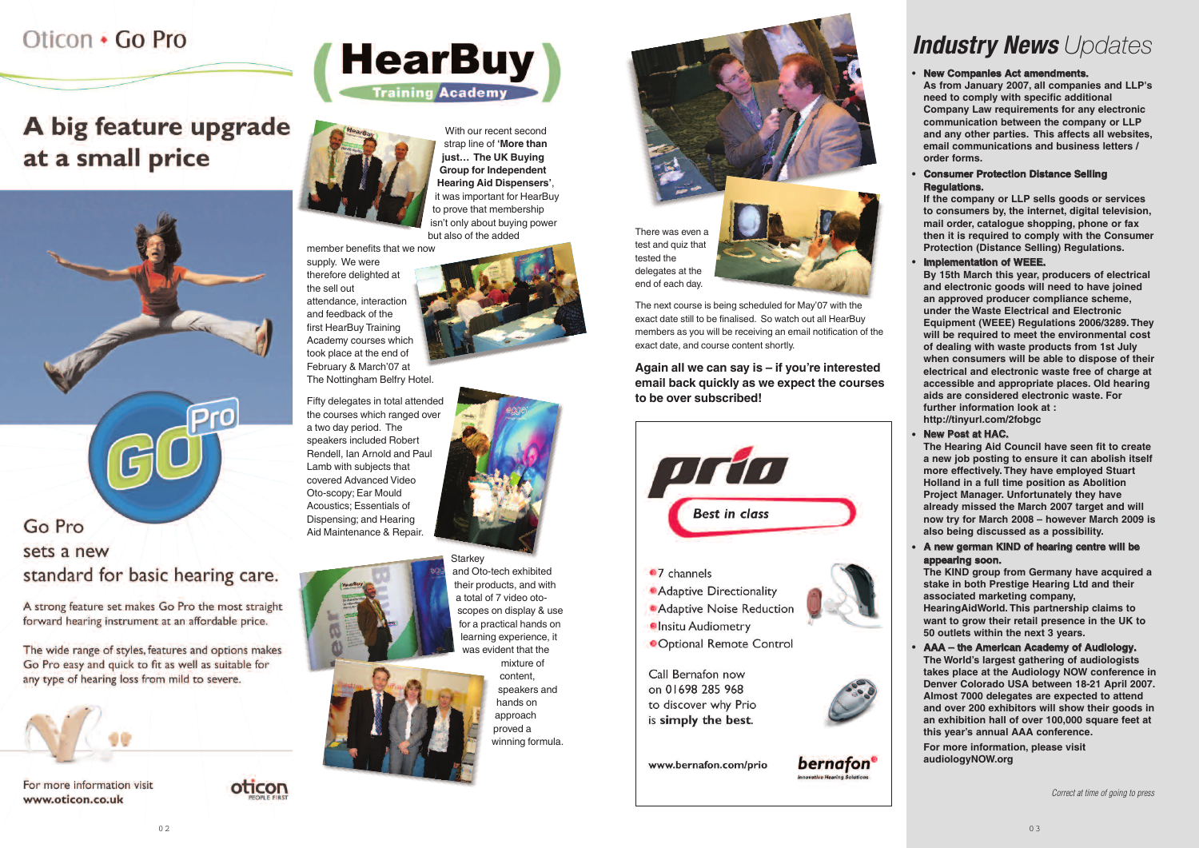# Oticon • Go Pro

## A big feature upgrade at a small price

### Go Pro sets a new standard for basic hearing care.

A strong feature set makes Go Pro the most straight forward hearing instrument at an affordable price.

The wide range of styles, features and options makes Go Pro easy and quick to fit as well as suitable for any type of hearing loss from mild to severe.

For more information visit **www.oticon.co.uk**

oticon PEOPLE FIRST

# HearBuy Training Academy

With our recent second strap line of **'More than just… The UK Buying Group for Independent Hearing Aid Dispensers'**, it was important for HearBuy to prove that membership isn't only about buying power but also of the added member benefits that we now supply. We were therefore delighted at the sell out attendance, interaction and feedback of the first HearBuy Training Academy courses which took place at the end of February & March'07 at The Nottingham Belfry Hotel.

Fifty delegates in total attended the courses which ranged over a two day period. The speakers included Robert Rendell, Ian Arnold and Paul Lamb with subjects that covered Advanced Video Oto-scopy; Ear Mould Acoustics; Essentials of Dispensing; and Hearing Aid Maintenance & Repair.

Starkey and Oto-tech exhibited their products, and with a total of 7 video oto-scopes on display & use for a practical hands on learning experience, it was evident that the mixture of content, speakers and hands on approach proved a winning formula.

There was even a test and quiz that tested the delegates at the end of each day.

The next course is being scheduled for May'07 with the exact date still to be finalised. So watch out all HearBuy members as you will be receiving an email notification of the exact date, and course content shortly.

**Again all we can say is – if you're interested email back quickly as we expect the courses to be over subscribed!**

# prio

*Best in class*

- 7 channels
- Adaptive Directionality
- Adaptive Noise Reduction
- Insitu Audiometry
- Optional Remote Control

Call Bernafon now on 01698 285 968 to discover why Prio is **simply the best.**

www.bernafon.com/prio

bernafon Innovative Hearing Solutions

# *Industry News* Updates

- **New Companies Act amendments.**
  As from January 2007, all companies and LLP's need to comply with specific additional Company Law requirements for any electronic communication between the company or LLP and any other parties. This affects all websites, email communications and business letters / order forms.
- **Consumer Protection Distance Selling Regulations.**
  If the company or LLP sells goods or services to consumers by, the internet, digital television, mail order, catalogue shopping, phone or fax then it is required to comply with the Consumer Protection (Distance Selling) Regulations.
- **Implementation of WEEE.**
  By 15th March this year, producers of electrical and electronic goods will need to have joined an approved producer compliance scheme, under the Waste Electrical and Electronic Equipment (WEEE) Regulations 2006/3289. They will be required to meet the environmental cost of dealing with waste products from 1st July when consumers will be able to dispose of their electrical and electronic waste free of charge at accessible and appropriate places. Old hearing aids are considered electronic waste. For further information look at : http://tinyurl.com/2fobgc
- **New Post at HAC.**
  The Hearing Aid Council have seen fit to create a new job posting to ensure it can abolish itself more effectively. They have employed Stuart Holland in a full time position as Abolition Project Manager. Unfortunately they have already missed the March 2007 target and will now try for March 2008 – however March 2009 is also being discussed as a possibility.
- **A new german KIND of hearing centre will be appearing soon.**
  The KIND group from Germany have acquired a stake in both Prestige Hearing Ltd and their associated marketing company, HearingAidWorld. This partnership claims to want to grow their retail presence in the UK to 50 outlets within the next 3 years.
- **AAA – the American Academy of Audiology.**
  The World's largest gathering of audiologists takes place at the Audiology NOW conference in Denver Colorado USA between 18-21 April 2007. Almost 7000 delegates are expected to attend and over 200 exhibitors will show their goods in an exhibition hall of over 100,000 square feet at this year's annual AAA conference.

  For more information, please visit audiologyNOW.org

*Correct at time of going to press*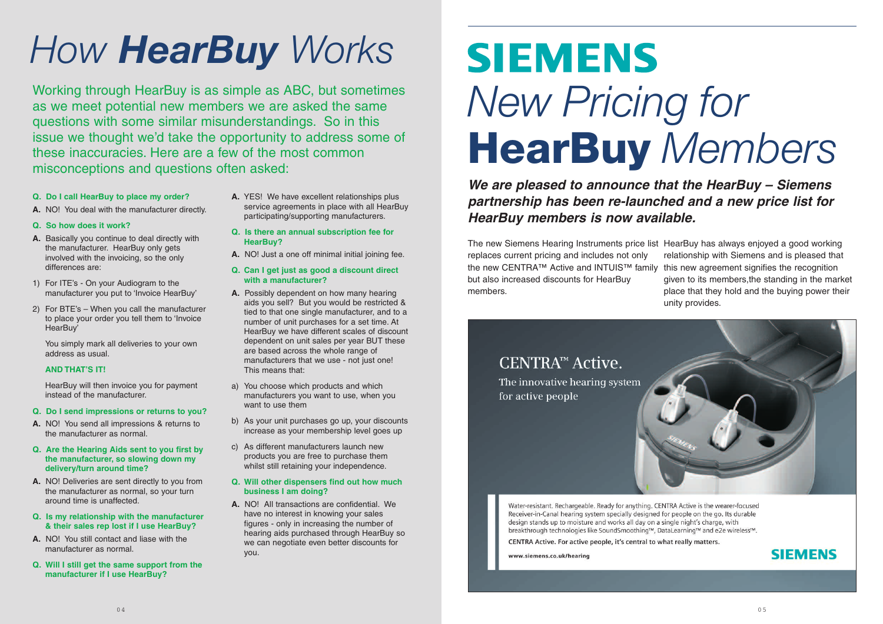# How **HearBuy** Works

Working through HearBuy is as simple as ABC, but sometimes as we meet potential new members we are asked the same questions with some similar misunderstandings. So in this issue we thought we'd take the opportunity to address some of these inaccuracies. Here are a few of the most common misconceptions and questions often asked:

**Q. Do I call HearBuy to place my order?**

**A.** NO! You deal with the manufacturer directly.

**Q. So how does it work?**

**A.** Basically you continue to deal directly with the manufacturer. HearBuy only gets involved with the invoicing, so the only differences are:

1) For ITE's - On your Audiogram to the manufacturer you put to 'Invoice HearBuy'

2) For BTE's – When you call the manufacturer to place your order you tell them to 'Invoice HearBuy'

You simply mark all deliveries to your own address as usual.

**AND THAT'S IT!**

HearBuy will then invoice you for payment instead of the manufacturer.

**Q. Do I send impressions or returns to you?**

**A.** NO! You send all impressions & returns to the manufacturer as normal.

**Q. Are the Hearing Aids sent to you first by the manufacturer, so slowing down my delivery/turn around time?**

**A.** NO! Deliveries are sent directly to you from the manufacturer as normal, so your turn around time is unaffected.

**Q. Is my relationship with the manufacturer & their sales rep lost if I use HearBuy?**

**A.** NO! You still contact and liase with the manufacturer as normal.

**Q. Will I still get the same support from the manufacturer if I use HearBuy?**

**A.** YES! We have excellent relationships plus service agreements in place with all HearBuy participating/supporting manufacturers.

**Q. Is there an annual subscription fee for HearBuy?**

**A.** NO! Just a one off minimal initial joining fee.

**Q. Can I get just as good a discount direct with a manufacturer?**

**A.** Possibly dependent on how many hearing aids you sell? But you would be restricted & tied to that one single manufacturer, and to a number of unit purchases for a set time. At HearBuy we have different scales of discount dependent on unit sales per year BUT these are based across the whole range of manufacturers that we use - not just one! This means that:

a) You choose which products and which manufacturers you want to use, when you want to use them

b) As your unit purchases go up, your discounts increase as your membership level goes up

c) As different manufacturers launch new products you are free to purchase them whilst still retaining your independence.

**Q. Will other dispensers find out how much business I am doing?**

**A.** NO! All transactions are confidential. We have no interest in knowing your sales figures - only in increasing the number of hearing aids purchased through HearBuy so we can negotiate even better discounts for you.

# SIEMENS
# *New Pricing for* **HearBuy** *Members*

***We are pleased to announce that the HearBuy – Siemens partnership has been re-launched and a new price list for HearBuy members is now available.***

The new Siemens Hearing Instruments price list replaces current pricing and includes not only the new CENTRA™ Active and INTUIS™ family but also increased discounts for HearBuy members.

HearBuy has always enjoyed a good working relationship with Siemens and is pleased that this new agreement signifies the recognition given to its members,the standing in the market place that they hold and the buying power their unity provides.

CENTRA™ Active.

The innovative hearing system for active people

Water-resistant. Rechargeable. Ready for anything. CENTRA Active is the wearer-focused Receiver-in-Canal hearing system specially designed for people on the go. Its durable design stands up to moisture and works all day on a single night's charge, with breakthrough technologies like SoundSmoothing™, DataLearning™ and e2e wireless™.

CENTRA Active. For active people, it's central to what really matters.

www.siemens.co.uk/hearing

SIEMENS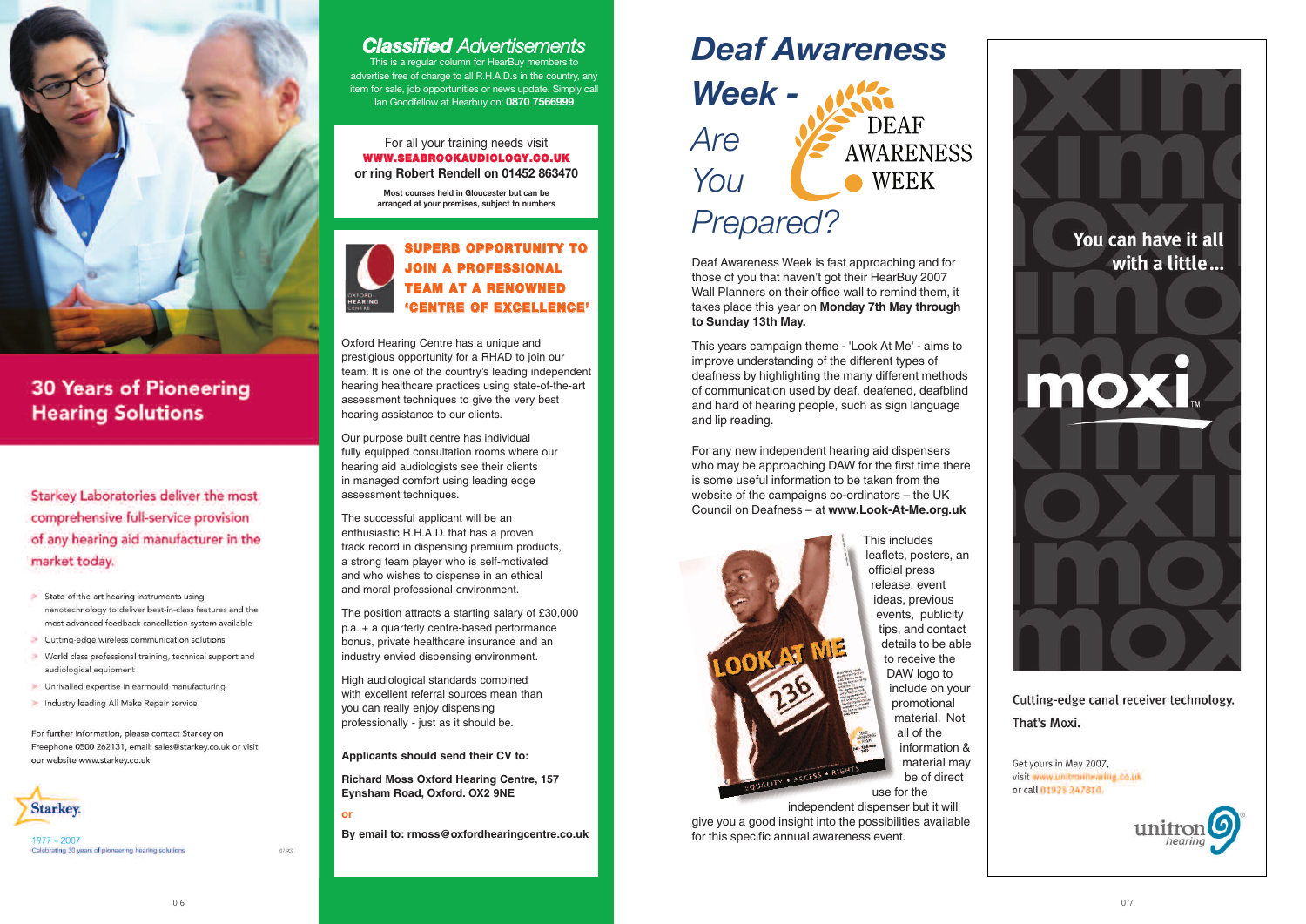## 30 Years of Pioneering Hearing Solutions

Starkey Laboratories deliver the most comprehensive full-service provision of any hearing aid manufacturer in the market today.

- State-of-the-art hearing instruments using nanotechnology to deliver best-in-class features and the most advanced feedback cancellation system available
- Cutting-edge wireless communication solutions
- World class professional training, technical support and audiological equipment
- Unrivalled expertise in earmould manufacturing
- Industry leading All Make Repair service

For further information, please contact Starkey on Freephone 0500 262131, email: sales@starkey.co.uk or visit our website www.starkey.co.uk

Starkey.

1977 – 2007
Celebrating 30 years of pioneering hearing solutions

## *Classified Advertisements*

This is a regular column for HearBuy members to advertise free of charge to all R.H.A.D.s in the country, any item for sale, job opportunities or news update. Simply call Ian Goodfellow at Hearbuy on: **0870 7566999**

For all your training needs visit
**WWW.SEABROOKAUDIOLOGY.CO.UK**
**or ring Robert Rendell on 01452 863470**

**Most courses held in Gloucester but can be arranged at your premises, subject to numbers**

### SUPERB OPPORTUNITY TO JOIN A PROFESSIONAL TEAM AT A RENOWNED 'CENTRE OF EXCELLENCE'

Oxford Hearing Centre has a unique and prestigious opportunity for a RHAD to join our team. It is one of the country's leading independent hearing healthcare practices using state-of-the-art assessment techniques to give the very best hearing assistance to our clients.

Our purpose built centre has individual fully equipped consultation rooms where our hearing aid audiologists see their clients in managed comfort using leading edge assessment techniques.

The successful applicant will be an enthusiastic R.H.A.D. that has a proven track record in dispensing premium products, a strong team player who is self-motivated and who wishes to dispense in an ethical and moral professional environment.

The position attracts a starting salary of £30,000 p.a. + a quarterly centre-based performance bonus, private healthcare insurance and an industry envied dispensing environment.

High audiological standards combined with excellent referral sources mean than you can really enjoy dispensing professionally - just as it should be.

**Applicants should send their CV to:**

**Richard Moss Oxford Hearing Centre, 157 Eynsham Road, Oxford. OX2 9NE**

**or**

**By email to: rmoss@oxfordhearingcentre.co.uk**

# *Deaf Awareness Week - Are You Prepared?*

Deaf Awareness Week is fast approaching and for those of you that haven't got their HearBuy 2007 Wall Planners on their office wall to remind them, it takes place this year on **Monday 7th May through to Sunday 13th May.**

This years campaign theme - 'Look At Me' - aims to improve understanding of the different types of deafness by highlighting the many different methods of communication used by deaf, deafened, deafblind and hard of hearing people, such as sign language and lip reading.

For any new independent hearing aid dispensers who may be approaching DAW for the first time there is some useful information to be taken from the website of the campaigns co-ordinators – the UK Council on Deafness – at **www.Look-At-Me.org.uk**

This includes leaflets, posters, an official press release, event ideas, previous events, publicity tips, and contact details to be able to receive the DAW logo to include on your promotional material. Not all of the information & material may be of direct use for the independent dispenser but it will give you a good insight into the possibilities available for this specific annual awareness event.

You can have it all with a little...

moxi™

Cutting-edge canal receiver technology.
That's Moxi.

Get yours in May 2007,
visit www.unitronhearing.co.uk
or call 01925 247810.

unitron hearing